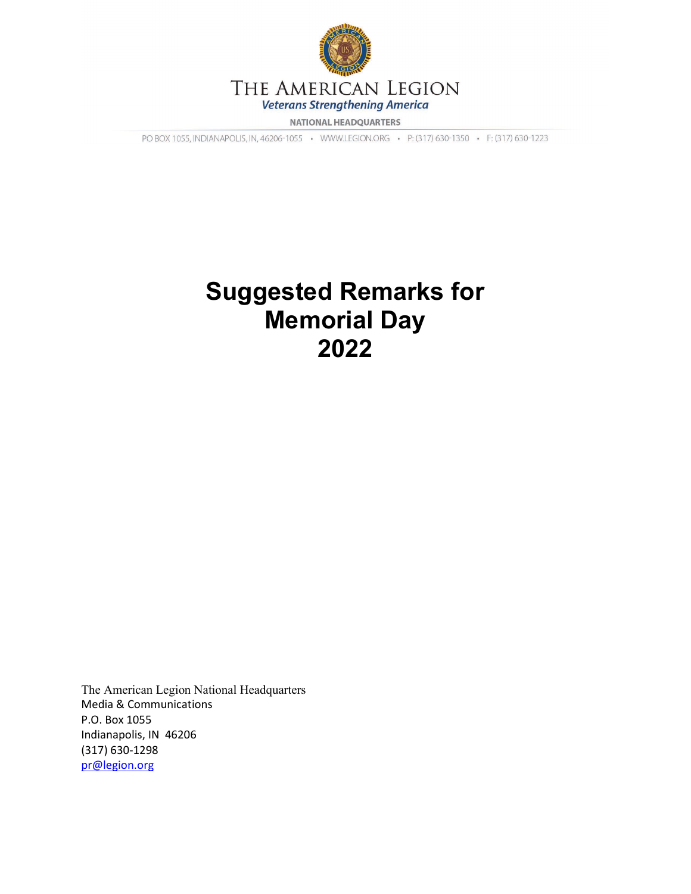THE AMERICAN LEGION

*Veterans Strengthening America*

NATIONAL HEADQUARTERS

PO BOX 1055, INDIANAPOLIS, IN, 46206-1055 • WWW.LEGION.ORG • P: (317) 630-1350 • F: (317) 630-1223

# Suggested Remarks for Memorial Day 2022

The American Legion National Headquarters
Media & Communications
P.O. Box 1055
Indianapolis, IN 46206
(317) 630-1298
pr@legion.org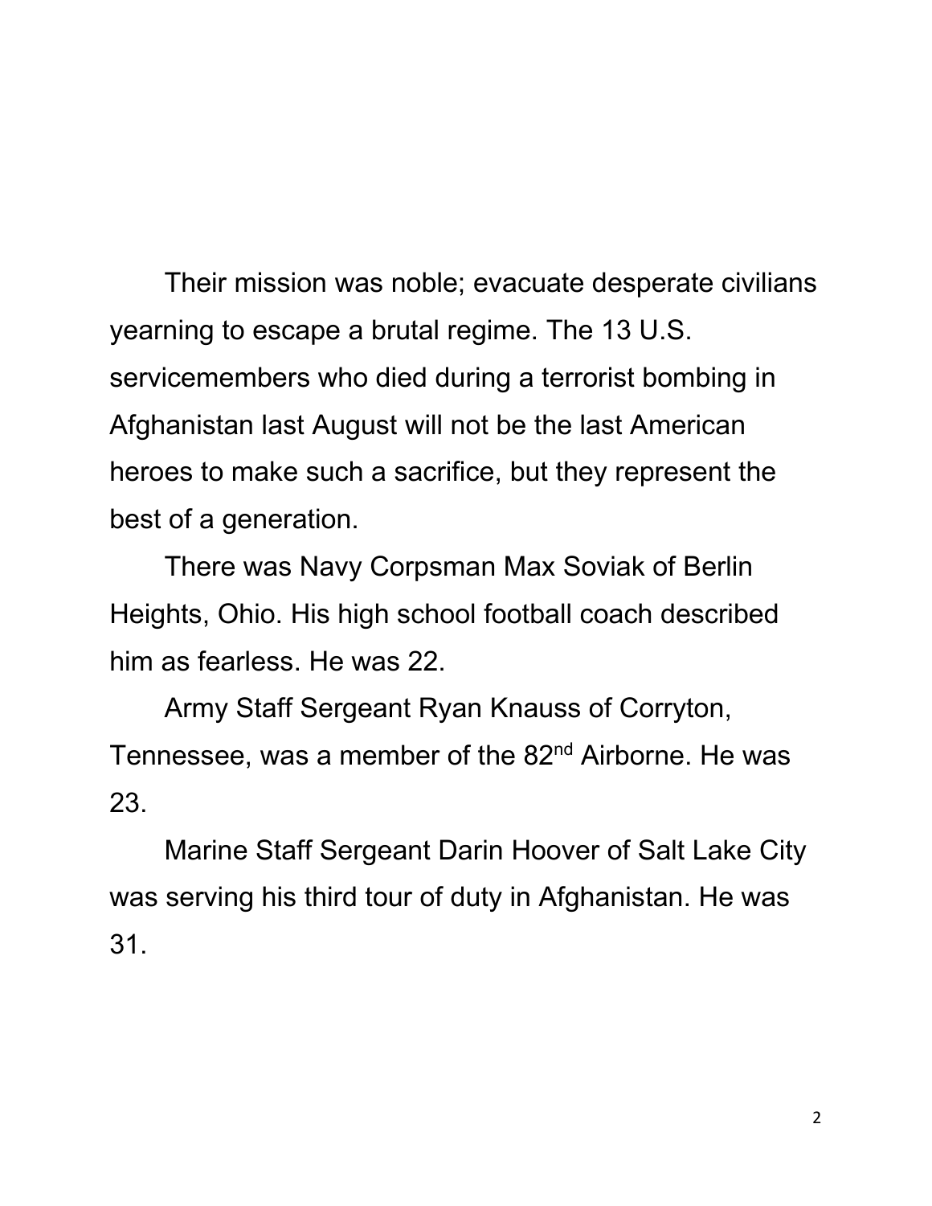Their mission was noble; evacuate desperate civilians yearning to escape a brutal regime. The 13 U.S. servicemembers who died during a terrorist bombing in Afghanistan last August will not be the last American heroes to make such a sacrifice, but they represent the best of a generation.

There was Navy Corpsman Max Soviak of Berlin Heights, Ohio. His high school football coach described him as fearless. He was 22.

Army Staff Sergeant Ryan Knauss of Corryton, Tennessee, was a member of the 82nd Airborne. He was 23.

Marine Staff Sergeant Darin Hoover of Salt Lake City was serving his third tour of duty in Afghanistan. He was 31.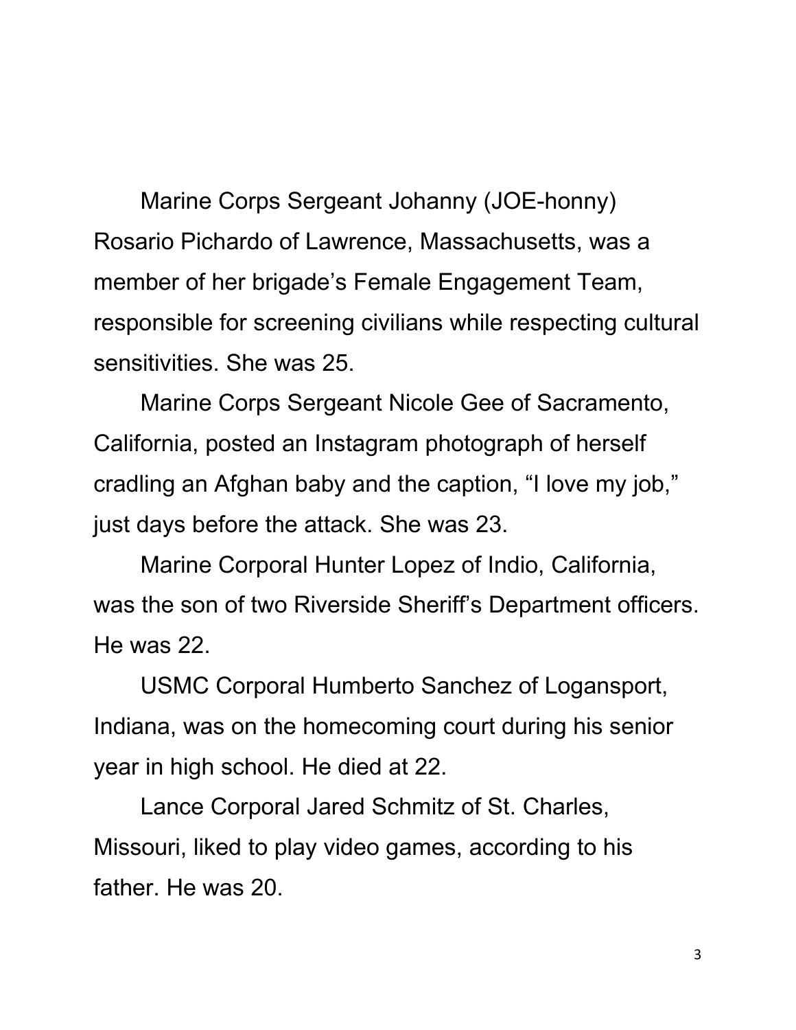Marine Corps Sergeant Johanny (JOE-honny) Rosario Pichardo of Lawrence, Massachusetts, was a member of her brigade's Female Engagement Team, responsible for screening civilians while respecting cultural sensitivities. She was 25.

Marine Corps Sergeant Nicole Gee of Sacramento, California, posted an Instagram photograph of herself cradling an Afghan baby and the caption, "I love my job," just days before the attack. She was 23.

Marine Corporal Hunter Lopez of Indio, California, was the son of two Riverside Sheriff's Department officers. He was 22.

USMC Corporal Humberto Sanchez of Logansport, Indiana, was on the homecoming court during his senior year in high school. He died at 22.

Lance Corporal Jared Schmitz of St. Charles, Missouri, liked to play video games, according to his father. He was 20.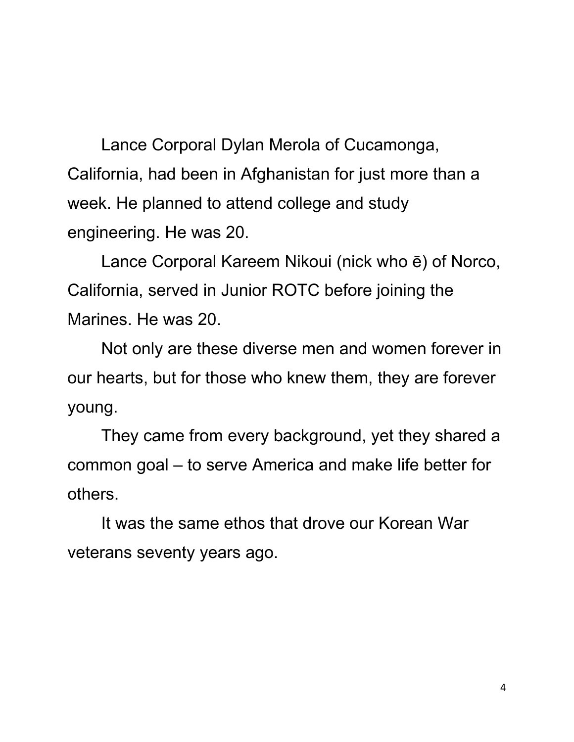Lance Corporal Dylan Merola of Cucamonga, California, had been in Afghanistan for just more than a week. He planned to attend college and study engineering. He was 20.

Lance Corporal Kareem Nikoui (nick who ē) of Norco, California, served in Junior ROTC before joining the Marines. He was 20.

Not only are these diverse men and women forever in our hearts, but for those who knew them, they are forever young.

They came from every background, yet they shared a common goal – to serve America and make life better for others.

It was the same ethos that drove our Korean War veterans seventy years ago.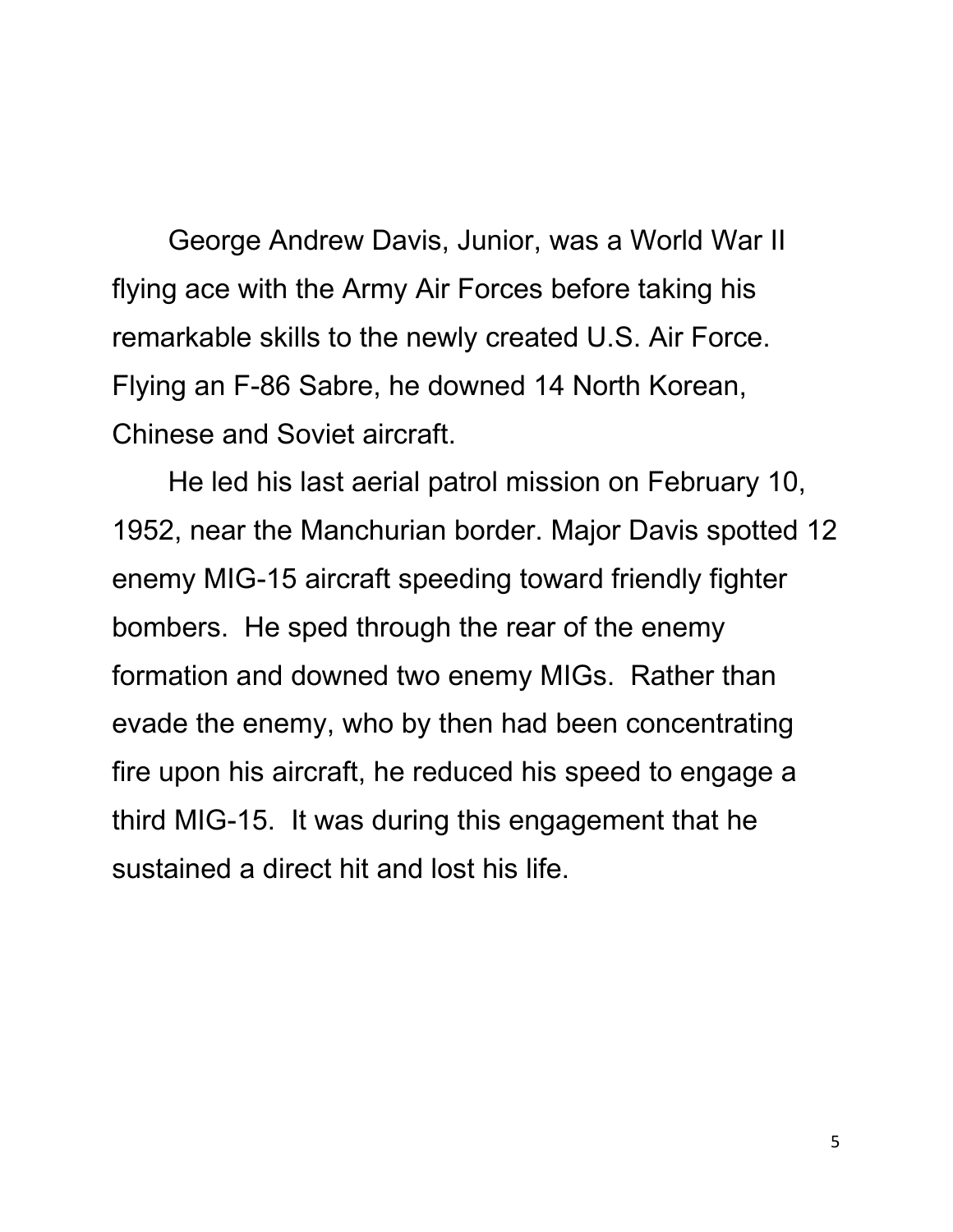George Andrew Davis, Junior, was a World War II flying ace with the Army Air Forces before taking his remarkable skills to the newly created U.S. Air Force. Flying an F-86 Sabre, he downed 14 North Korean, Chinese and Soviet aircraft.

He led his last aerial patrol mission on February 10, 1952, near the Manchurian border. Major Davis spotted 12 enemy MIG-15 aircraft speeding toward friendly fighter bombers. He sped through the rear of the enemy formation and downed two enemy MIGs. Rather than evade the enemy, who by then had been concentrating fire upon his aircraft, he reduced his speed to engage a third MIG-15. It was during this engagement that he sustained a direct hit and lost his life.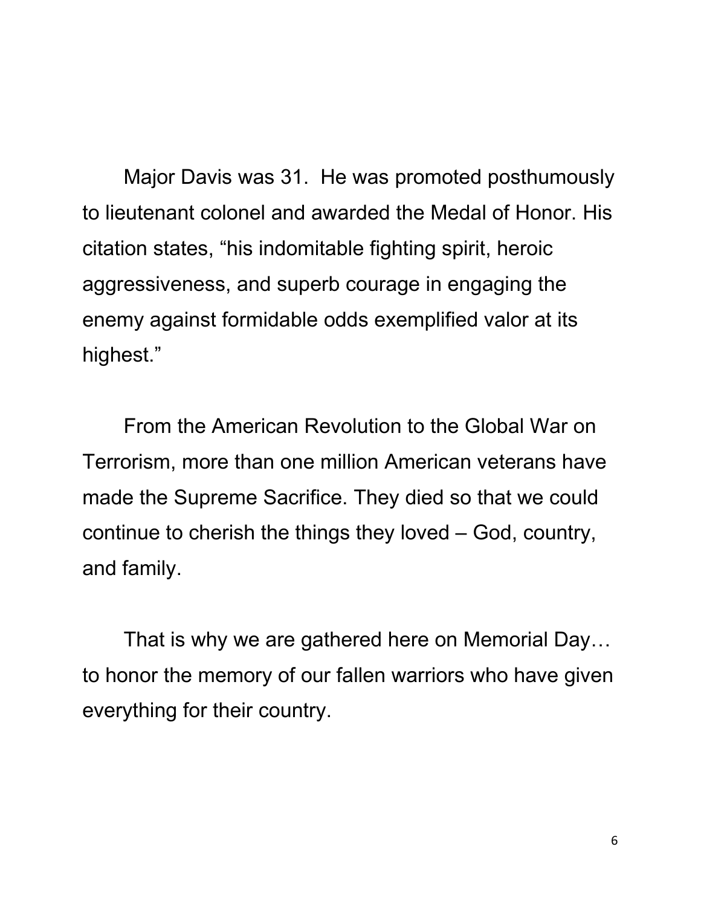Major Davis was 31. He was promoted posthumously to lieutenant colonel and awarded the Medal of Honor. His citation states, "his indomitable fighting spirit, heroic aggressiveness, and superb courage in engaging the enemy against formidable odds exemplified valor at its highest."

From the American Revolution to the Global War on Terrorism, more than one million American veterans have made the Supreme Sacrifice. They died so that we could continue to cherish the things they loved – God, country, and family.

That is why we are gathered here on Memorial Day… to honor the memory of our fallen warriors who have given everything for their country.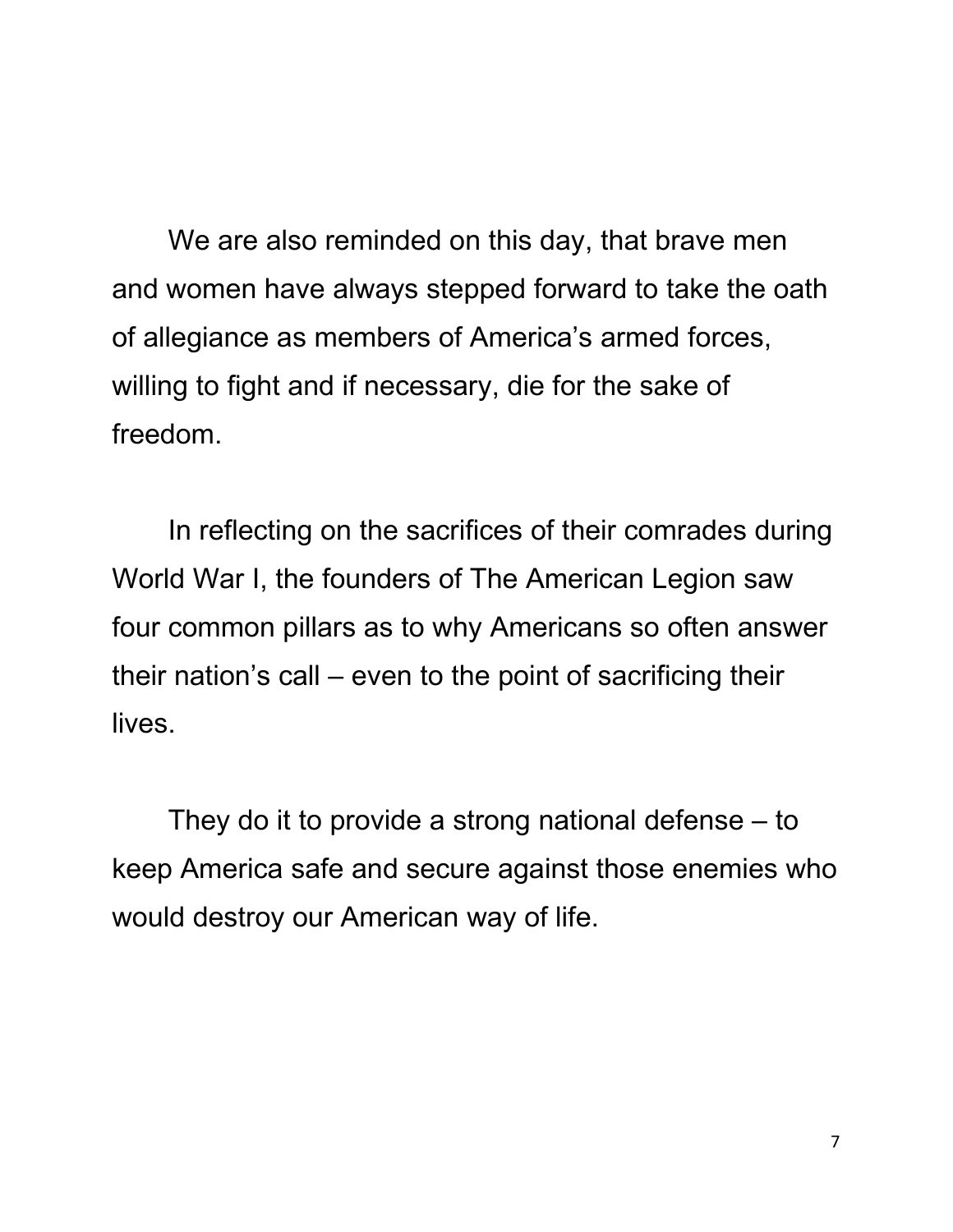We are also reminded on this day, that brave men and women have always stepped forward to take the oath of allegiance as members of America's armed forces, willing to fight and if necessary, die for the sake of freedom.

In reflecting on the sacrifices of their comrades during World War I, the founders of The American Legion saw four common pillars as to why Americans so often answer their nation's call – even to the point of sacrificing their lives.

They do it to provide a strong national defense – to keep America safe and secure against those enemies who would destroy our American way of life.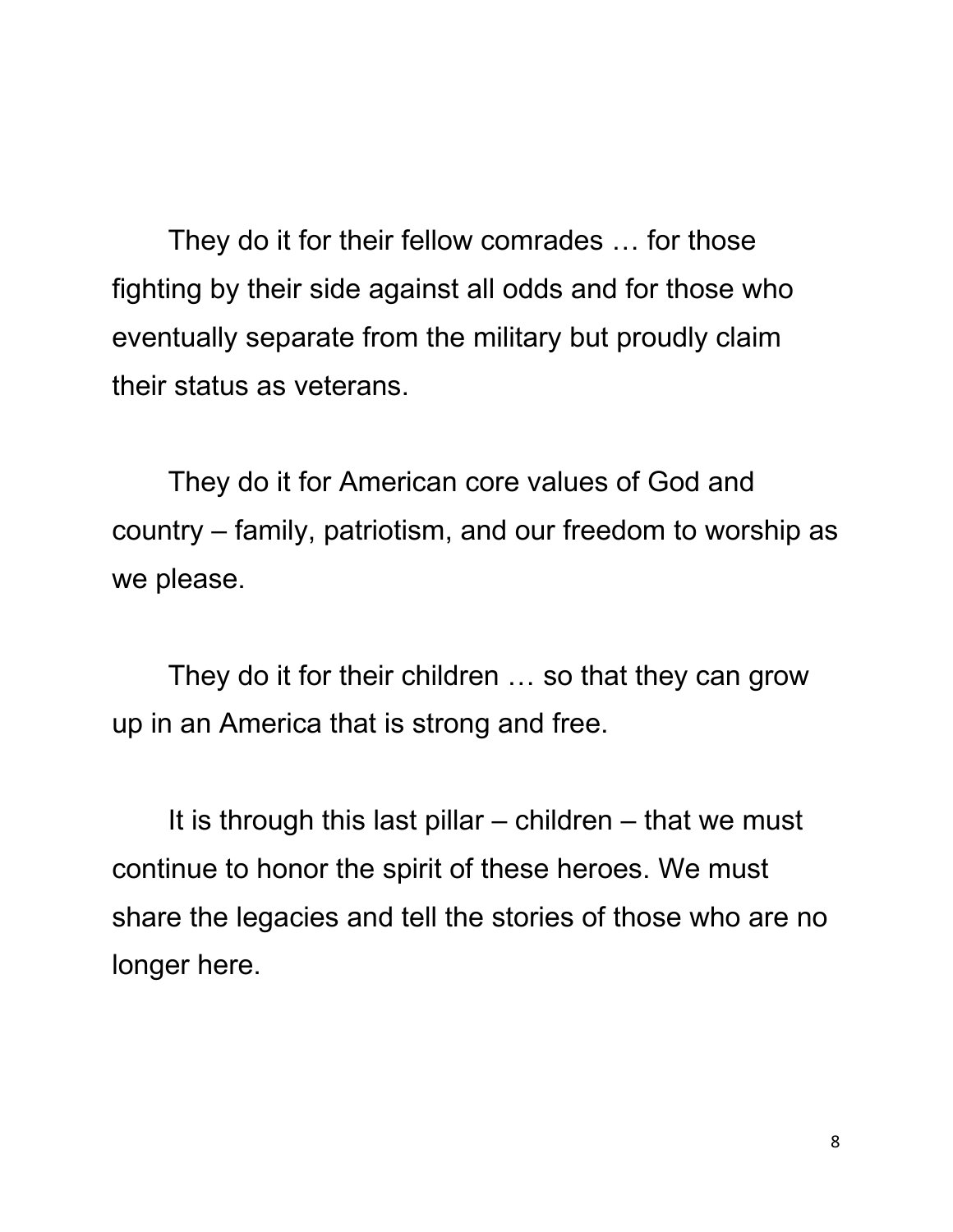They do it for their fellow comrades … for those fighting by their side against all odds and for those who eventually separate from the military but proudly claim their status as veterans.

They do it for American core values of God and country – family, patriotism, and our freedom to worship as we please.

They do it for their children … so that they can grow up in an America that is strong and free.

It is through this last pillar – children – that we must continue to honor the spirit of these heroes. We must share the legacies and tell the stories of those who are no longer here.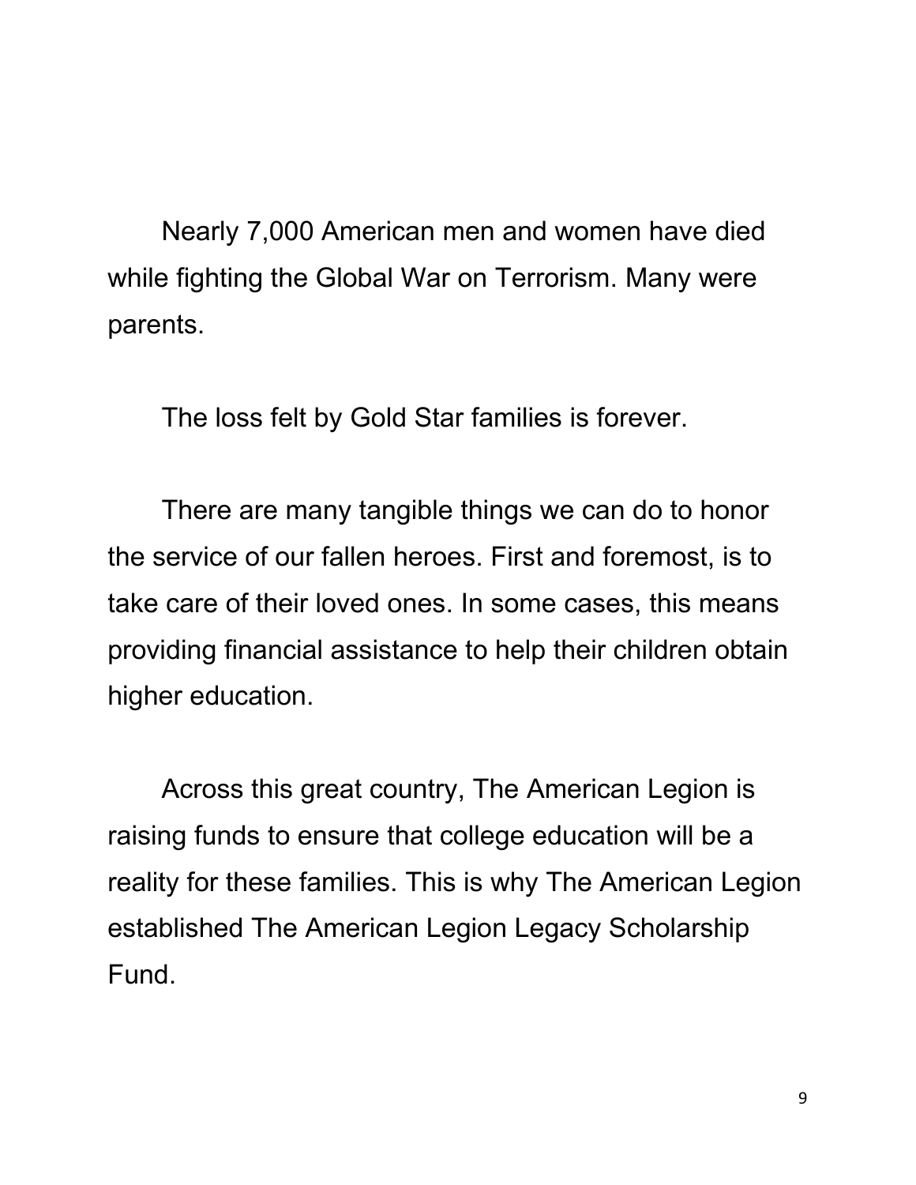Nearly 7,000 American men and women have died while fighting the Global War on Terrorism. Many were parents.

The loss felt by Gold Star families is forever.

There are many tangible things we can do to honor the service of our fallen heroes. First and foremost, is to take care of their loved ones. In some cases, this means providing financial assistance to help their children obtain higher education.

Across this great country, The American Legion is raising funds to ensure that college education will be a reality for these families. This is why The American Legion established The American Legion Legacy Scholarship Fund.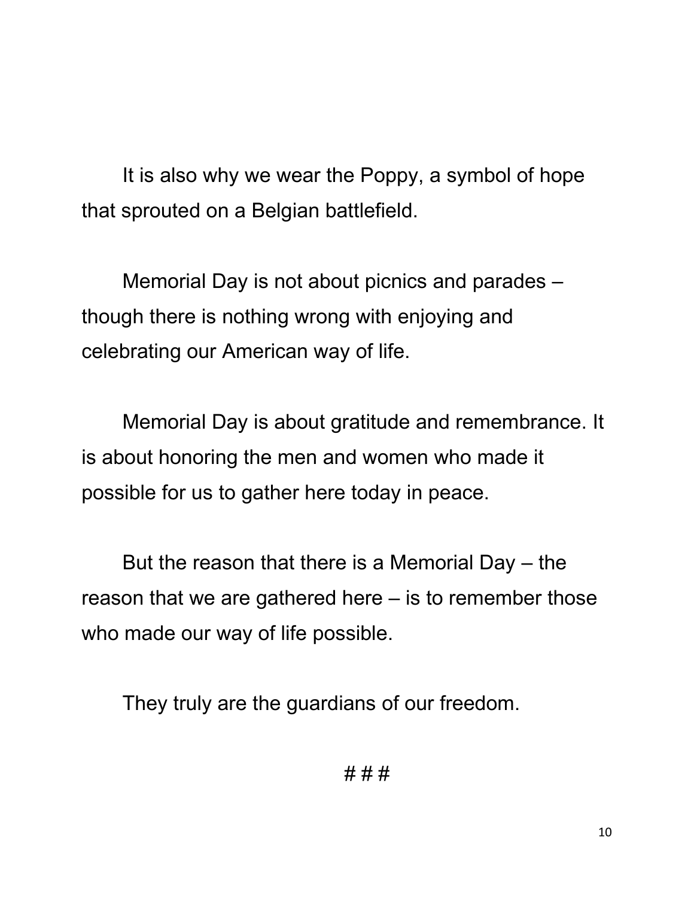It is also why we wear the Poppy, a symbol of hope that sprouted on a Belgian battlefield.

Memorial Day is not about picnics and parades – though there is nothing wrong with enjoying and celebrating our American way of life.

Memorial Day is about gratitude and remembrance. It is about honoring the men and women who made it possible for us to gather here today in peace.

But the reason that there is a Memorial Day – the reason that we are gathered here – is to remember those who made our way of life possible.

They truly are the guardians of our freedom.

# # #